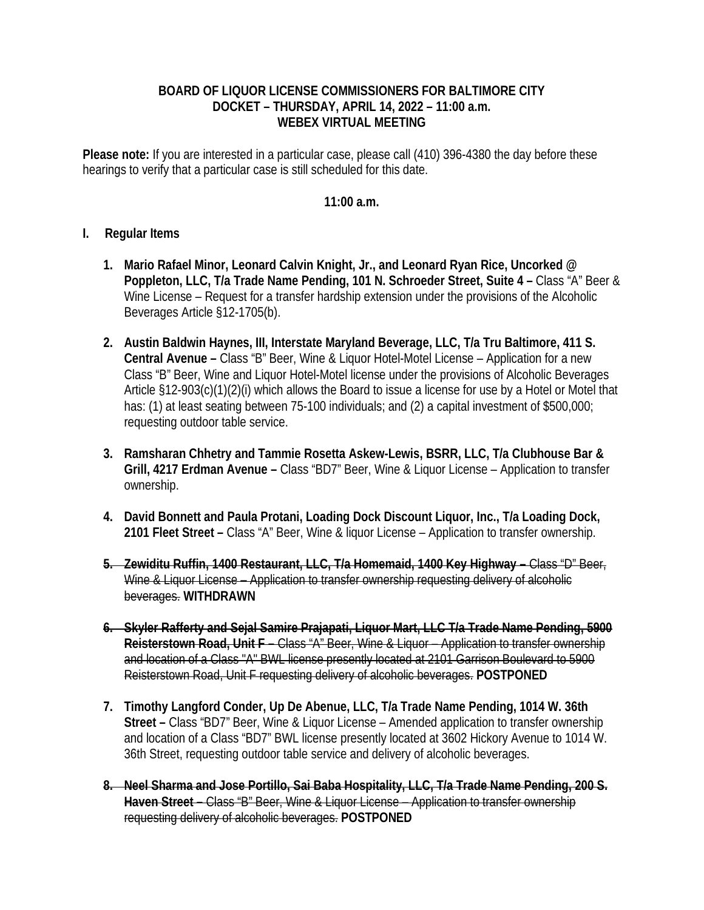**BOARD OF LIQUOR LICENSE COMMISSIONERS FOR BALTIMORE CITY**
**DOCKET – THURSDAY, APRIL 14, 2022 – 11:00 a.m.**
**WEBEX VIRTUAL MEETING**

**Please note:** If you are interested in a particular case, please call (410) 396-4380 the day before these hearings to verify that a particular case is still scheduled for this date.

**11:00 a.m.**

## I. Regular Items

1. **Mario Rafael Minor, Leonard Calvin Knight, Jr., and Leonard Ryan Rice, Uncorked @ Poppleton, LLC, T/a Trade Name Pending, 101 N. Schroeder Street, Suite 4 –** Class "A" Beer & Wine License – Request for a transfer hardship extension under the provisions of the Alcoholic Beverages Article §12-1705(b).

2. **Austin Baldwin Haynes, III, Interstate Maryland Beverage, LLC, T/a Tru Baltimore, 411 S. Central Avenue –** Class "B" Beer, Wine & Liquor Hotel-Motel License – Application for a new Class "B" Beer, Wine and Liquor Hotel-Motel license under the provisions of Alcoholic Beverages Article §12-903(c)(1)(2)(i) which allows the Board to issue a license for use by a Hotel or Motel that has: (1) at least seating between 75-100 individuals; and (2) a capital investment of $500,000; requesting outdoor table service.

3. **Ramsharan Chhetry and Tammie Rosetta Askew-Lewis, BSRR, LLC, T/a Clubhouse Bar & Grill, 4217 Erdman Avenue –** Class "BD7" Beer, Wine & Liquor License – Application to transfer ownership.

4. **David Bonnett and Paula Protani, Loading Dock Discount Liquor, Inc., T/a Loading Dock, 2101 Fleet Street –** Class "A" Beer, Wine & liquor License – Application to transfer ownership.

5. ~~**Zewiditu Ruffin, 1400 Restaurant, LLC, T/a Homemaid, 1400 Key Highway –** Class "D" Beer, Wine & Liquor License – Application to transfer ownership requesting delivery of alcoholic beverages.~~ **WITHDRAWN**

6. ~~**Skyler Rafferty and Sejal Samire Prajapati, Liquor Mart, LLC T/a Trade Name Pending, 5900 Reisterstown Road, Unit F** – Class "A" Beer, Wine & Liquor – Application to transfer ownership and location of a Class "A" BWL license presently located at 2101 Garrison Boulevard to 5900 Reisterstown Road, Unit F requesting delivery of alcoholic beverages.~~ **POSTPONED**

7. **Timothy Langford Conder, Up De Abenue, LLC, T/a Trade Name Pending, 1014 W. 36th Street –** Class "BD7" Beer, Wine & Liquor License – Amended application to transfer ownership and location of a Class "BD7" BWL license presently located at 3602 Hickory Avenue to 1014 W. 36th Street, requesting outdoor table service and delivery of alcoholic beverages.

8. ~~**Neel Sharma and Jose Portillo, Sai Baba Hospitality, LLC, T/a Trade Name Pending, 200 S. Haven Street** – Class "B" Beer, Wine & Liquor License – Application to transfer ownership requesting delivery of alcoholic beverages.~~ **POSTPONED**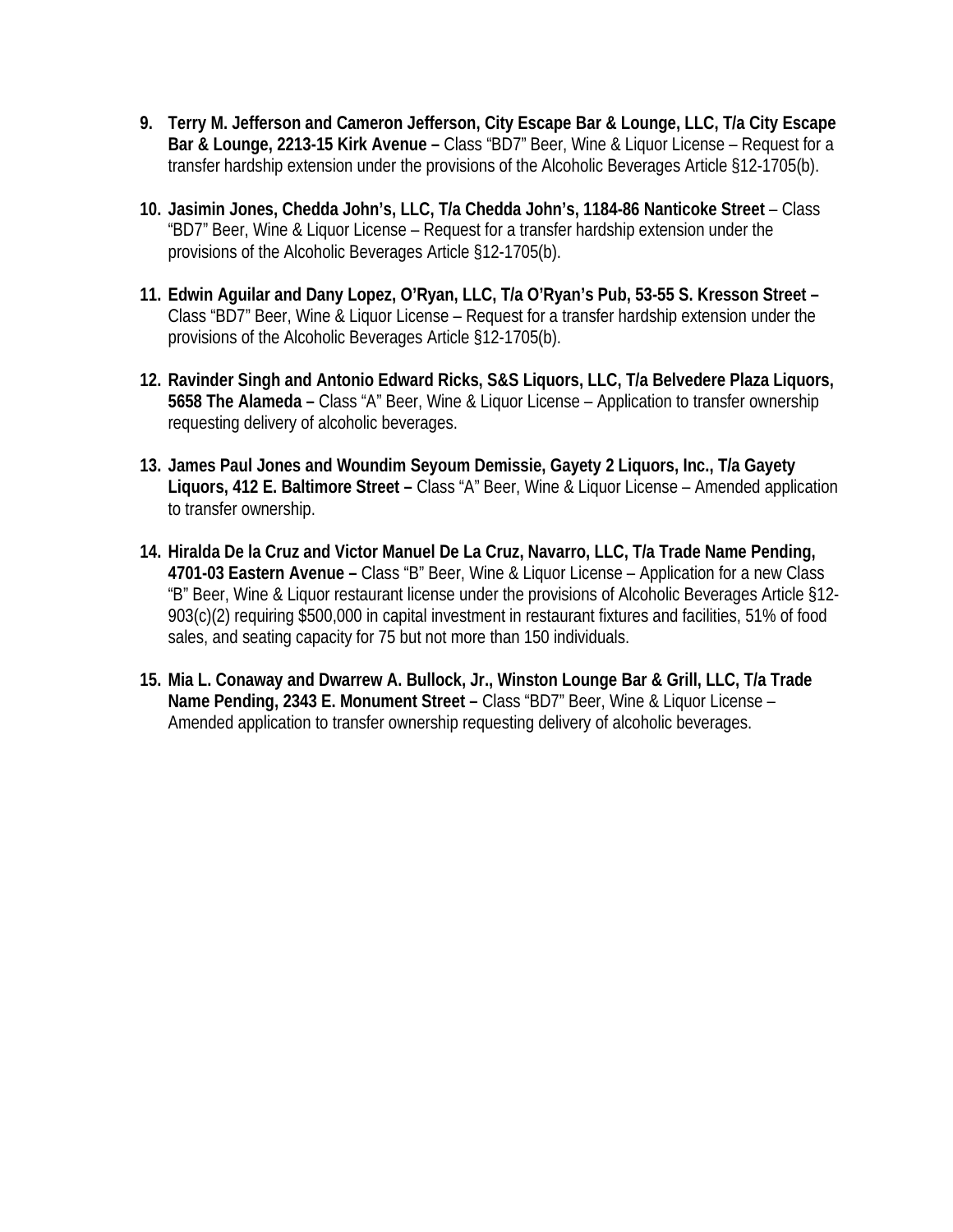9. **Terry M. Jefferson and Cameron Jefferson, City Escape Bar & Lounge, LLC, T/a City Escape Bar & Lounge, 2213-15 Kirk Avenue –** Class "BD7" Beer, Wine & Liquor License – Request for a transfer hardship extension under the provisions of the Alcoholic Beverages Article §12-1705(b).

10. **Jasimin Jones, Chedda John's, LLC, T/a Chedda John's, 1184-86 Nanticoke Street** – Class "BD7" Beer, Wine & Liquor License – Request for a transfer hardship extension under the provisions of the Alcoholic Beverages Article §12-1705(b).

11. **Edwin Aguilar and Dany Lopez, O'Ryan, LLC, T/a O'Ryan's Pub, 53-55 S. Kresson Street –** Class "BD7" Beer, Wine & Liquor License – Request for a transfer hardship extension under the provisions of the Alcoholic Beverages Article §12-1705(b).

12. **Ravinder Singh and Antonio Edward Ricks, S&S Liquors, LLC, T/a Belvedere Plaza Liquors, 5658 The Alameda –** Class "A" Beer, Wine & Liquor License – Application to transfer ownership requesting delivery of alcoholic beverages.

13. **James Paul Jones and Woundim Seyoum Demissie, Gayety 2 Liquors, Inc., T/a Gayety Liquors, 412 E. Baltimore Street –** Class "A" Beer, Wine & Liquor License – Amended application to transfer ownership.

14. **Hiralda De la Cruz and Victor Manuel De La Cruz, Navarro, LLC, T/a Trade Name Pending, 4701-03 Eastern Avenue –** Class "B" Beer, Wine & Liquor License – Application for a new Class "B" Beer, Wine & Liquor restaurant license under the provisions of Alcoholic Beverages Article §12-903(c)(2) requiring $500,000 in capital investment in restaurant fixtures and facilities, 51% of food sales, and seating capacity for 75 but not more than 150 individuals.

15. **Mia L. Conaway and Dwarrew A. Bullock, Jr., Winston Lounge Bar & Grill, LLC, T/a Trade Name Pending, 2343 E. Monument Street –** Class "BD7" Beer, Wine & Liquor License – Amended application to transfer ownership requesting delivery of alcoholic beverages.